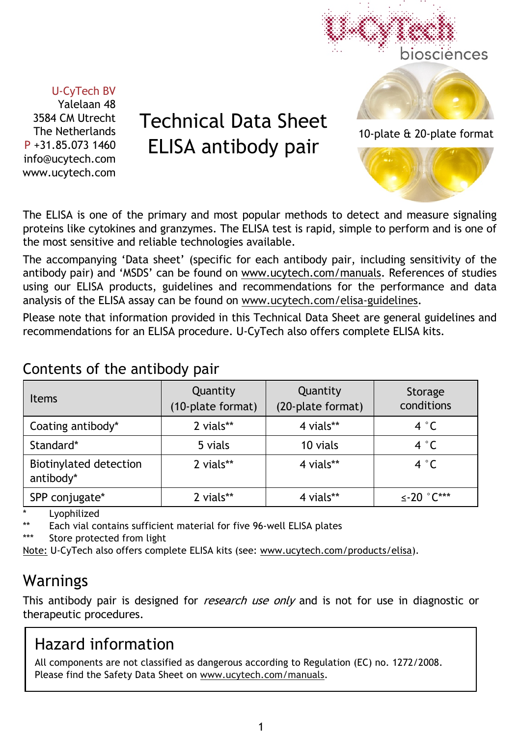U-CyTech BV
Yalelaan 48
3584 CM Utrecht
The Netherlands
P +31.85.073 1460
info@ucytech.com
www.ucytech.com

# Technical Data Sheet ELISA antibody pair

10-plate & 20-plate format

The ELISA is one of the primary and most popular methods to detect and measure signaling proteins like cytokines and granzymes. The ELISA test is rapid, simple to perform and is one of the most sensitive and reliable technologies available.

The accompanying 'Data sheet' (specific for each antibody pair, including sensitivity of the antibody pair) and 'MSDS' can be found on www.ucytech.com/manuals. References of studies using our ELISA products, guidelines and recommendations for the performance and data analysis of the ELISA assay can be found on www.ucytech.com/elisa-guidelines.

Please note that information provided in this Technical Data Sheet are general guidelines and recommendations for an ELISA procedure. U-CyTech also offers complete ELISA kits.

## Contents of the antibody pair

| Items | Quantity (10-plate format) | Quantity (20-plate format) | Storage conditions |
|---|---|---|---|
| Coating antibody* | 2 vials** | 4 vials** | 4 °C |
| Standard* | 5 vials | 10 vials | 4 °C |
| Biotinylated detection antibody* | 2 vials** | 4 vials** | 4 °C |
| SPP conjugate* | 2 vials** | 4 vials** | ≤-20 °C*** |

\* Lyophilized
\** Each vial contains sufficient material for five 96-well ELISA plates
\*** Store protected from light

Note: U-CyTech also offers complete ELISA kits (see: www.ucytech.com/products/elisa).

## Warnings

This antibody pair is designed for *research use only* and is not for use in diagnostic or therapeutic procedures.

## Hazard information

All components are not classified as dangerous according to Regulation (EC) no. 1272/2008. Please find the Safety Data Sheet on www.ucytech.com/manuals.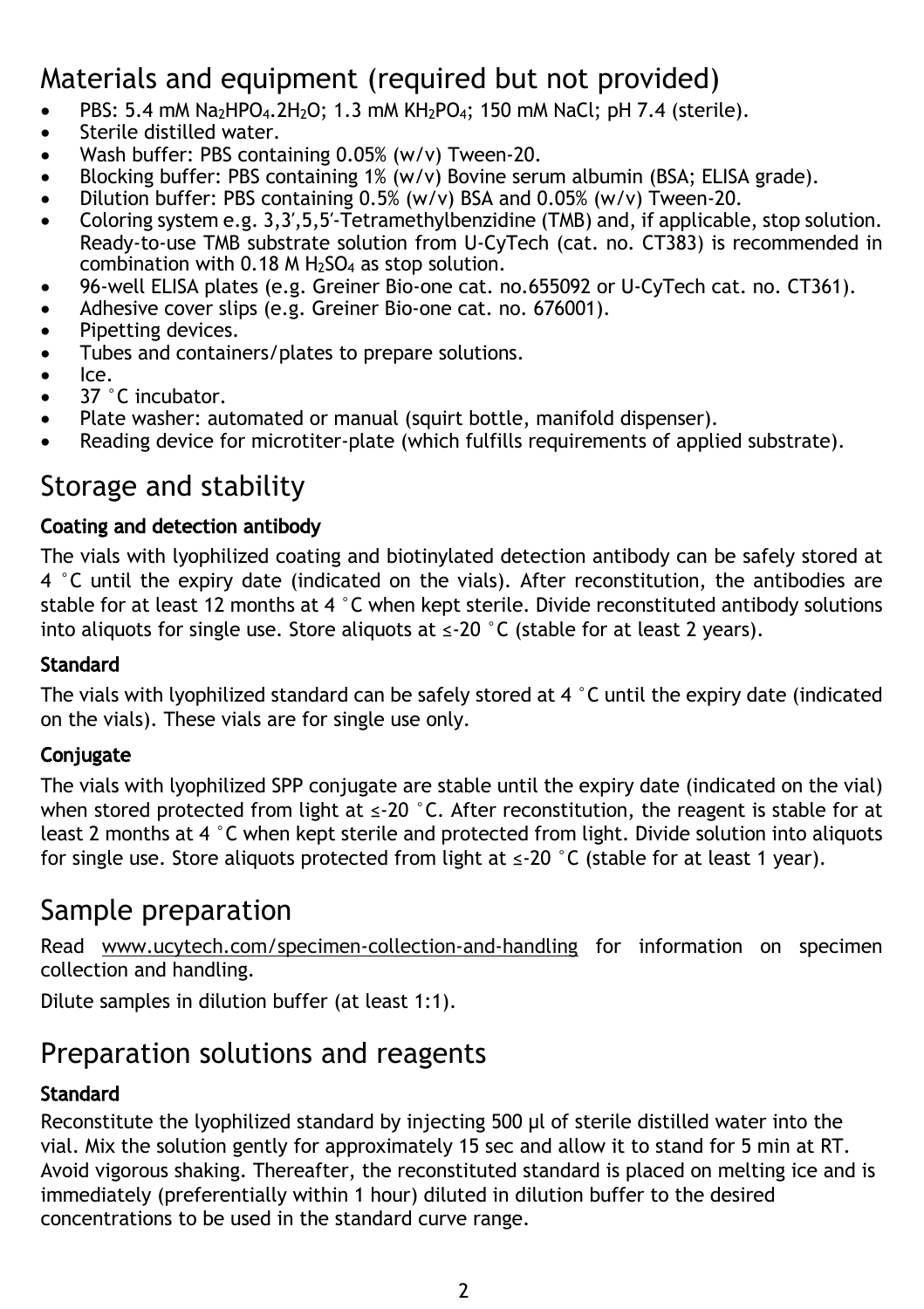## Materials and equipment (required but not provided)

- PBS: 5.4 mM $Na_2HPO_4.2H_2O$; 1.3 mM $KH_2PO_4$; 150 mM NaCl; pH 7.4 (sterile).
- Sterile distilled water.
- Wash buffer: PBS containing 0.05% (w/v) Tween-20.
- Blocking buffer: PBS containing 1% (w/v) Bovine serum albumin (BSA; ELISA grade).
- Dilution buffer: PBS containing 0.5% (w/v) BSA and 0.05% (w/v) Tween-20.
- Coloring system e.g. 3,3′,5,5′-Tetramethylbenzidine (TMB) and, if applicable, stop solution. Ready-to-use TMB substrate solution from U-CyTech (cat. no. CT383) is recommended in combination with 0.18 M $H_2SO_4$ as stop solution.
- 96-well ELISA plates (e.g. Greiner Bio-one cat. no.655092 or U-CyTech cat. no. CT361).
- Adhesive cover slips (e.g. Greiner Bio-one cat. no. 676001).
- Pipetting devices.
- Tubes and containers/plates to prepare solutions.
- Ice.
- 37 °C incubator.
- Plate washer: automated or manual (squirt bottle, manifold dispenser).
- Reading device for microtiter-plate (which fulfills requirements of applied substrate).

## Storage and stability

### Coating and detection antibody

The vials with lyophilized coating and biotinylated detection antibody can be safely stored at 4 °C until the expiry date (indicated on the vials). After reconstitution, the antibodies are stable for at least 12 months at 4 °C when kept sterile. Divide reconstituted antibody solutions into aliquots for single use. Store aliquots at ≤-20 °C (stable for at least 2 years).

### Standard

The vials with lyophilized standard can be safely stored at 4 °C until the expiry date (indicated on the vials). These vials are for single use only.

### Conjugate

The vials with lyophilized SPP conjugate are stable until the expiry date (indicated on the vial) when stored protected from light at ≤-20 °C. After reconstitution, the reagent is stable for at least 2 months at 4 °C when kept sterile and protected from light. Divide solution into aliquots for single use. Store aliquots protected from light at ≤-20 °C (stable for at least 1 year).

## Sample preparation

Read www.ucytech.com/specimen-collection-and-handling for information on specimen collection and handling.

Dilute samples in dilution buffer (at least 1:1).

## Preparation solutions and reagents

### Standard

Reconstitute the lyophilized standard by injecting 500 µl of sterile distilled water into the vial. Mix the solution gently for approximately 15 sec and allow it to stand for 5 min at RT. Avoid vigorous shaking. Thereafter, the reconstituted standard is placed on melting ice and is immediately (preferentially within 1 hour) diluted in dilution buffer to the desired concentrations to be used in the standard curve range.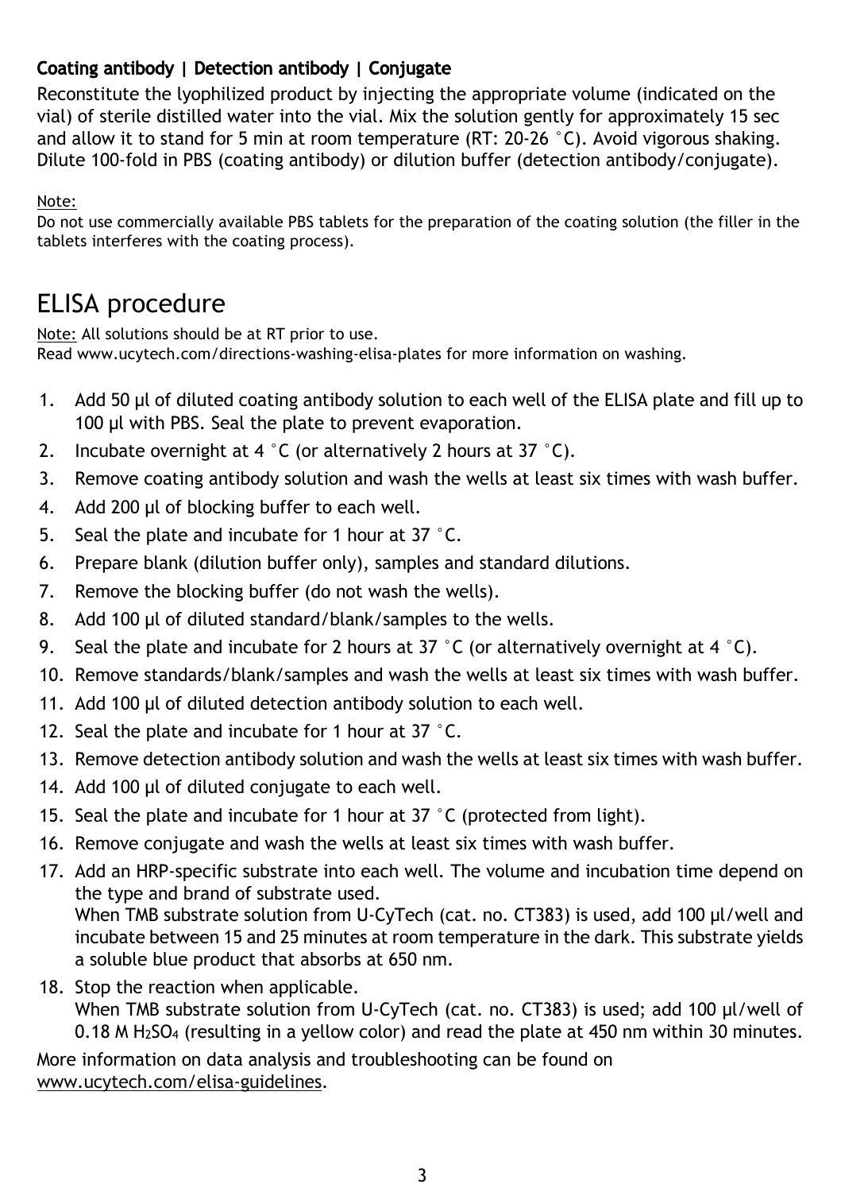### Coating antibody | Detection antibody | Conjugate

Reconstitute the lyophilized product by injecting the appropriate volume (indicated on the vial) of sterile distilled water into the vial. Mix the solution gently for approximately 15 sec and allow it to stand for 5 min at room temperature (RT: 20-26 °C). Avoid vigorous shaking. Dilute 100-fold in PBS (coating antibody) or dilution buffer (detection antibody/conjugate).

Note:
Do not use commercially available PBS tablets for the preparation of the coating solution (the filler in the tablets interferes with the coating process).

# ELISA procedure

Note: All solutions should be at RT prior to use.
Read www.ucytech.com/directions-washing-elisa-plates for more information on washing.

1. Add 50 µl of diluted coating antibody solution to each well of the ELISA plate and fill up to 100 µl with PBS. Seal the plate to prevent evaporation.
2. Incubate overnight at 4 °C (or alternatively 2 hours at 37 °C).
3. Remove coating antibody solution and wash the wells at least six times with wash buffer.
4. Add 200 µl of blocking buffer to each well.
5. Seal the plate and incubate for 1 hour at 37 °C.
6. Prepare blank (dilution buffer only), samples and standard dilutions.
7. Remove the blocking buffer (do not wash the wells).
8. Add 100 µl of diluted standard/blank/samples to the wells.
9. Seal the plate and incubate for 2 hours at 37 °C (or alternatively overnight at 4 °C).
10. Remove standards/blank/samples and wash the wells at least six times with wash buffer.
11. Add 100 µl of diluted detection antibody solution to each well.
12. Seal the plate and incubate for 1 hour at 37 °C.
13. Remove detection antibody solution and wash the wells at least six times with wash buffer.
14. Add 100 µl of diluted conjugate to each well.
15. Seal the plate and incubate for 1 hour at 37 °C (protected from light).
16. Remove conjugate and wash the wells at least six times with wash buffer.
17. Add an HRP-specific substrate into each well. The volume and incubation time depend on the type and brand of substrate used.
    When TMB substrate solution from U-CyTech (cat. no. CT383) is used, add 100 µl/well and incubate between 15 and 25 minutes at room temperature in the dark. This substrate yields a soluble blue product that absorbs at 650 nm.
18. Stop the reaction when applicable.
    When TMB substrate solution from U-CyTech (cat. no. CT383) is used; add 100 µl/well of 0.18 M $H_2SO_4$ (resulting in a yellow color) and read the plate at 450 nm within 30 minutes.

More information on data analysis and troubleshooting can be found on www.ucytech.com/elisa-guidelines.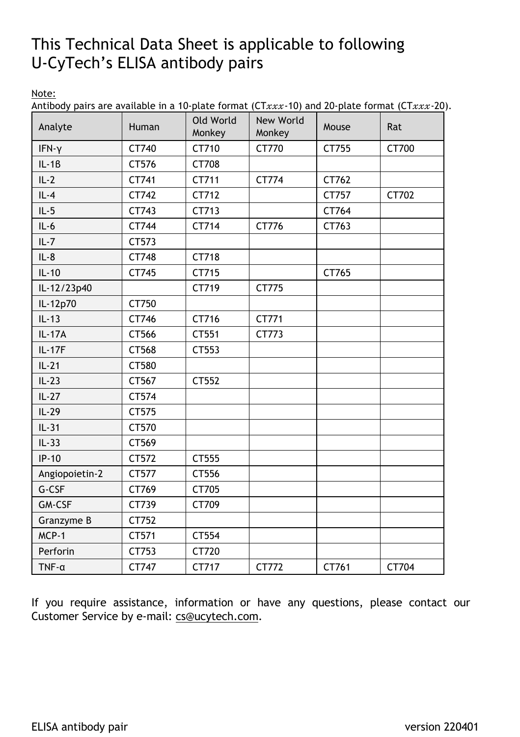# This Technical Data Sheet is applicable to following U-CyTech's ELISA antibody pairs

Note:
Antibody pairs are available in a 10-plate format (CT$xxx$-10) and 20-plate format (CT$xxx$-20).

| Analyte | Human | Old World Monkey | New World Monkey | Mouse | Rat |
|---|---|---|---|---|---|
| IFN-γ | CT740 | CT710 | CT770 | CT755 | CT700 |
| IL-1β | CT576 | CT708 | | | |
| IL-2 | CT741 | CT711 | CT774 | CT762 | |
| IL-4 | CT742 | CT712 | | CT757 | CT702 |
| IL-5 | CT743 | CT713 | | CT764 | |
| IL-6 | CT744 | CT714 | CT776 | CT763 | |
| IL-7 | CT573 | | | | |
| IL-8 | CT748 | CT718 | | | |
| IL-10 | CT745 | CT715 | | CT765 | |
| IL-12/23p40 | | CT719 | CT775 | | |
| IL-12p70 | CT750 | | | | |
| IL-13 | CT746 | CT716 | CT771 | | |
| IL-17A | CT566 | CT551 | CT773 | | |
| IL-17F | CT568 | CT553 | | | |
| IL-21 | CT580 | | | | |
| IL-23 | CT567 | CT552 | | | |
| IL-27 | CT574 | | | | |
| IL-29 | CT575 | | | | |
| IL-31 | CT570 | | | | |
| IL-33 | CT569 | | | | |
| IP-10 | CT572 | CT555 | | | |
| Angiopoietin-2 | CT577 | CT556 | | | |
| G-CSF | CT769 | CT705 | | | |
| GM-CSF | CT739 | CT709 | | | |
| Granzyme B | CT752 | | | | |
| MCP-1 | CT571 | CT554 | | | |
| Perforin | CT753 | CT720 | | | |
| TNF-α | CT747 | CT717 | CT772 | CT761 | CT704 |

If you require assistance, information or have any questions, please contact our Customer Service by e-mail: cs@ucytech.com.

ELISA antibody pair version 220401